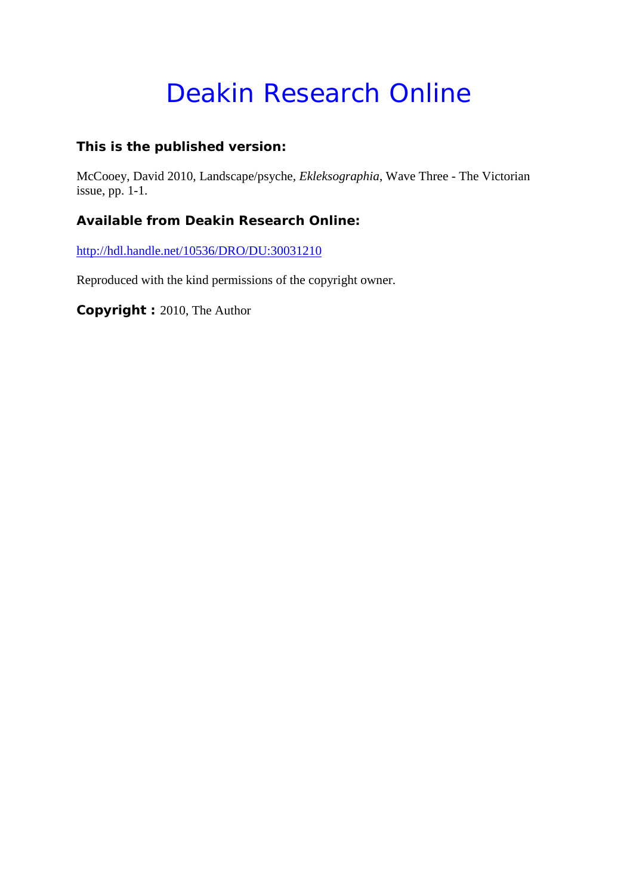# Deakin Research Online

**This is the published version:**

McCooey, David 2010, Landscape/psyche, *Ekleksographia*, Wave Three - The Victorian issue, pp. 1-1.

**Available from Deakin Research Online:**

http://hdl.handle.net/10536/DRO/DU:30031210

Reproduced with the kind permissions of the copyright owner.

**Copyright :** 2010, The Author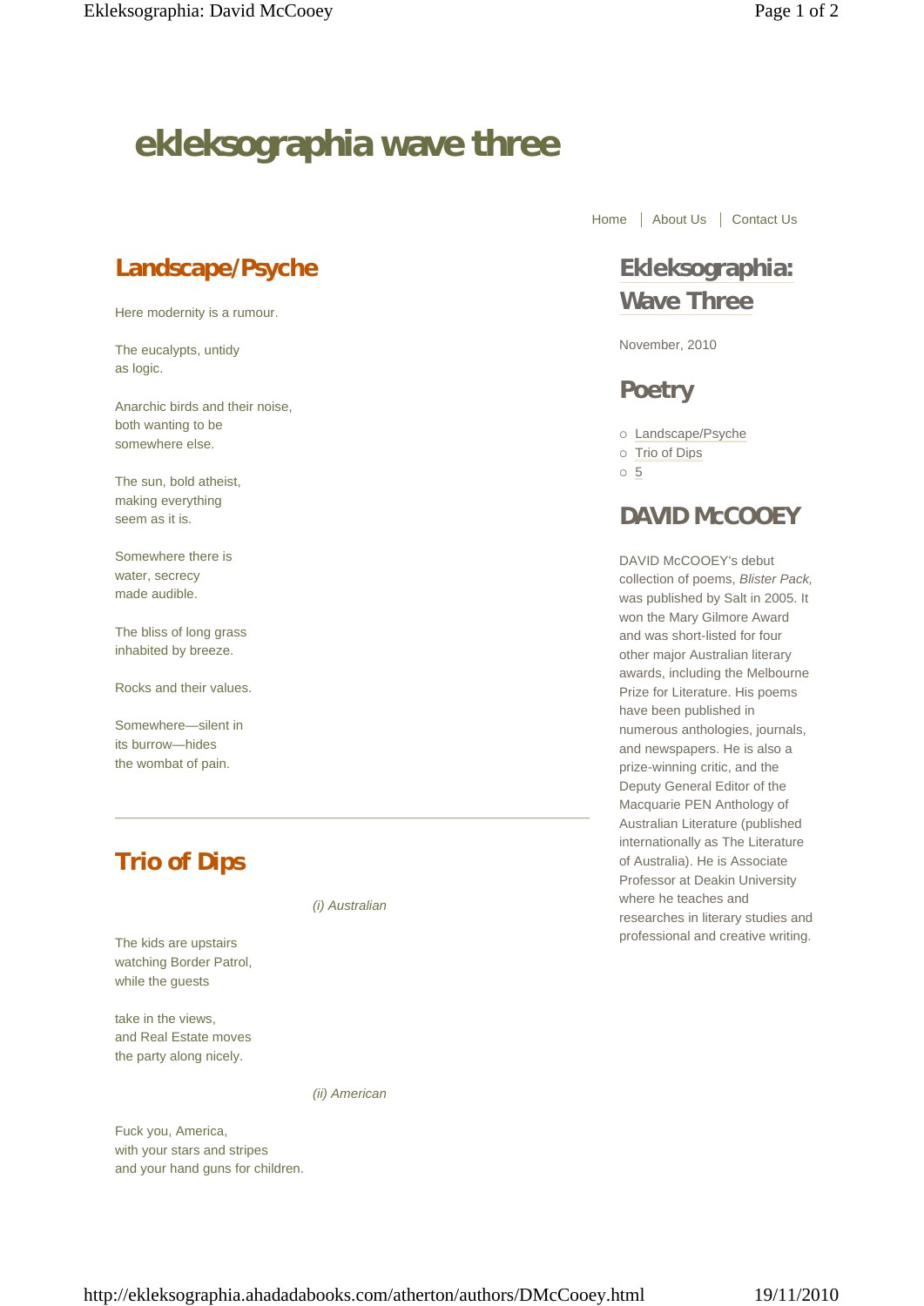# ekleksographia wave three

Home | About Us | Contact Us

## Landscape/Psyche

Here modernity is a rumour.

The eucalypts, untidy  
as logic.

Anarchic birds and their noise,  
both wanting to be  
somewhere else.

The sun, bold atheist,  
making everything  
seem as it is.

Somewhere there is  
water, secrecy  
made audible.

The bliss of long grass  
inhabited by breeze.

Rocks and their values.

Somewhere—silent in  
its burrow—hides  
the wombat of pain.

---

## Trio of Dips

*(i) Australian*

The kids are upstairs  
watching Border Patrol,  
while the guests

take in the views,  
and Real Estate moves  
the party along nicely.

*(ii) American*

Fuck you, America,  
with your stars and stripes  
and your hand guns for children.

## Ekleksographia: Wave Three

November, 2010

## Poetry

- Landscape/Psyche
- Trio of Dips
- 5

## DAVID McCOOEY

DAVID McCOOEY's debut collection of poems, *Blister Pack,* was published by Salt in 2005. It won the Mary Gilmore Award and was short-listed for four other major Australian literary awards, including the Melbourne Prize for Literature. His poems have been published in numerous anthologies, journals, and newspapers. He is also a prize-winning critic, and the Deputy General Editor of the Macquarie PEN Anthology of Australian Literature (published internationally as The Literature of Australia). He is Associate Professor at Deakin University where he teaches and researches in literary studies and professional and creative writing.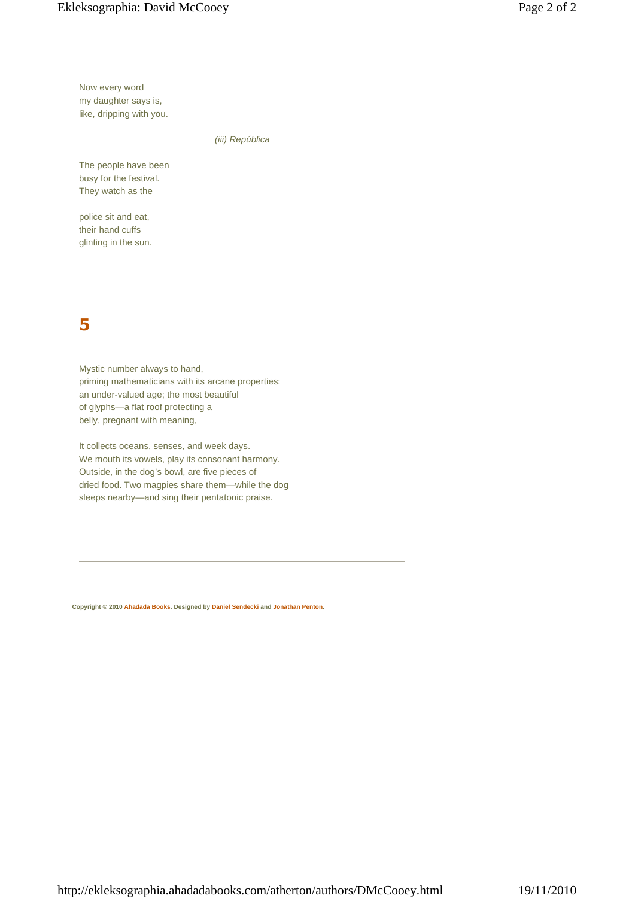Now every word
my daughter says is,
like, dripping with you.

*(iii) República*

The people have been
busy for the festival.
They watch as the

police sit and eat,
their hand cuffs
glinting in the sun.

## 5

Mystic number always to hand,
priming mathematicians with its arcane properties:
an under-valued age; the most beautiful
of glyphs—a flat roof protecting a
belly, pregnant with meaning,

It collects oceans, senses, and week days.
We mouth its vowels, play its consonant harmony.
Outside, in the dog's bowl, are five pieces of
dried food. Two magpies share them—while the dog
sleeps nearby—and sing their pentatonic praise.

---

Copyright © 2010 **Ahadada Books**. Designed by **Daniel Sendecki** and **Jonathan Penton**.